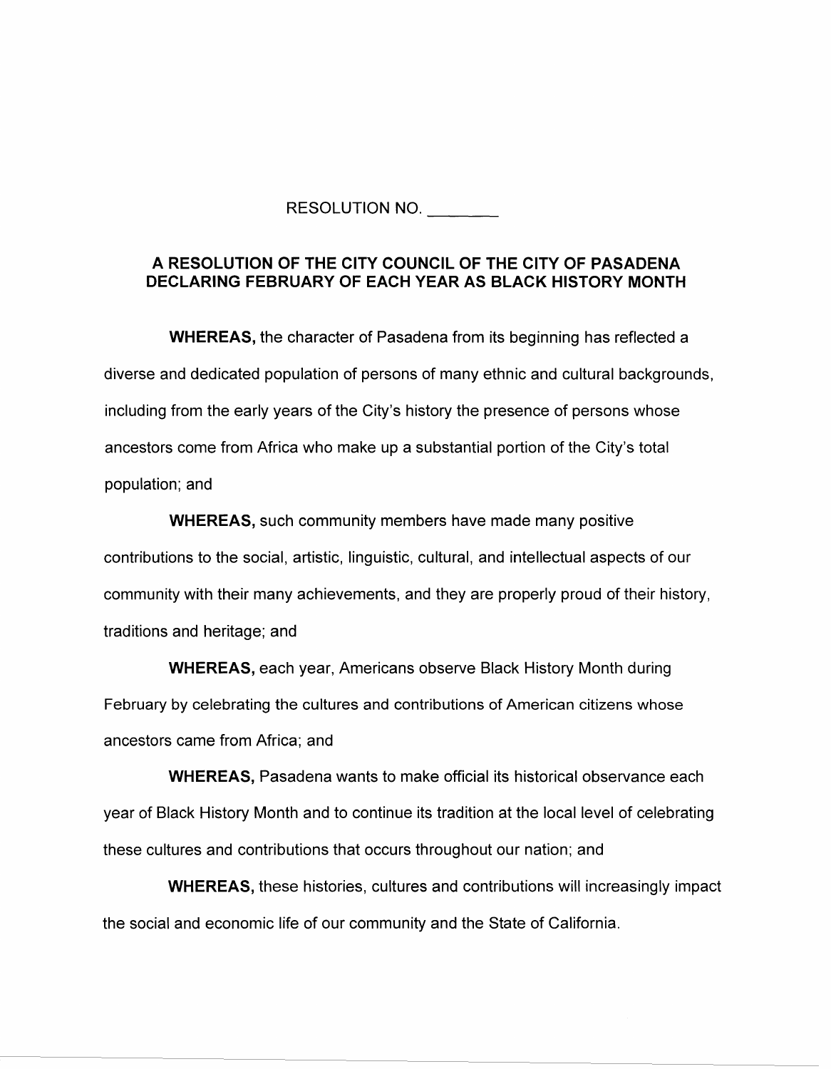RESOLUTION NO. ________

**A RESOLUTION OF THE CITY COUNCIL OF THE CITY OF PASADENA DECLARING FEBRUARY OF EACH YEAR AS BLACK HISTORY MONTH**

**WHEREAS,** the character of Pasadena from its beginning has reflected a diverse and dedicated population of persons of many ethnic and cultural backgrounds, including from the early years of the City's history the presence of persons whose ancestors come from Africa who make up a substantial portion of the City's total population; and

**WHEREAS,** such community members have made many positive contributions to the social, artistic, linguistic, cultural, and intellectual aspects of our community with their many achievements, and they are properly proud of their history, traditions and heritage; and

**WHEREAS,** each year, Americans observe Black History Month during February by celebrating the cultures and contributions of American citizens whose ancestors came from Africa; and

**WHEREAS,** Pasadena wants to make official its historical observance each year of Black History Month and to continue its tradition at the local level of celebrating these cultures and contributions that occurs throughout our nation; and

**WHEREAS,** these histories, cultures and contributions will increasingly impact the social and economic life of our community and the State of California.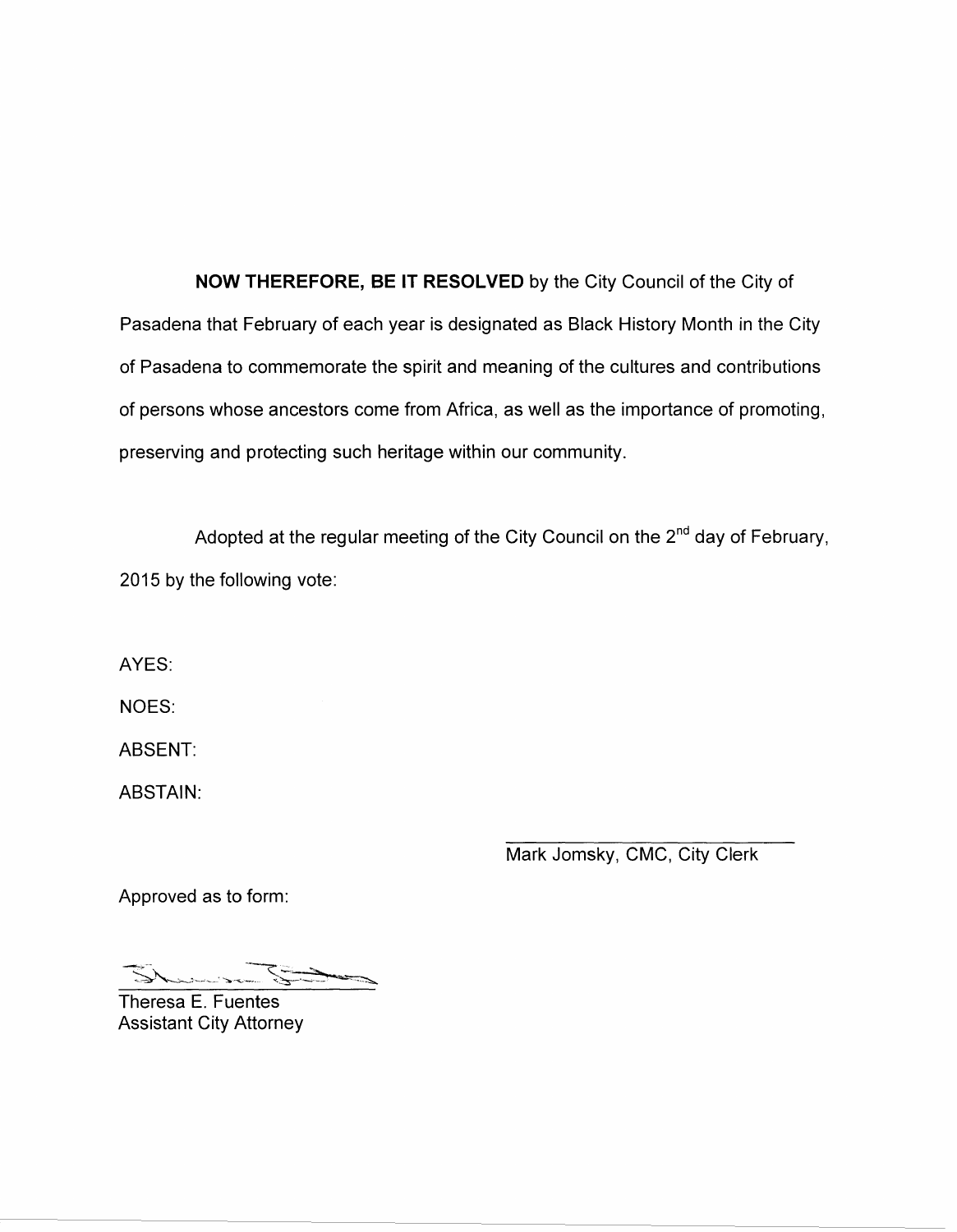**NOW THEREFORE, BE IT RESOLVED** by the City Council of the City of Pasadena that February of each year is designated as Black History Month in the City of Pasadena to commemorate the spirit and meaning of the cultures and contributions of persons whose ancestors come from Africa, as well as the importance of promoting, preserving and protecting such heritage within our community.

Adopted at the regular meeting of the City Council on the 2nd day of February, 2015 by the following vote:

AYES:

NOES:

ABSENT:

ABSTAIN:

Mark Jomsky, CMC, City Clerk

Approved as to form:

Theresa E. Fuentes
Assistant City Attorney